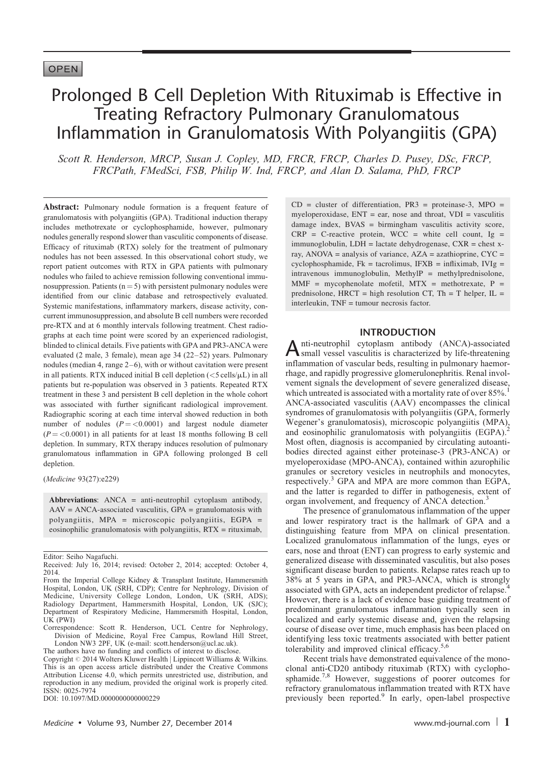OPEN

# Prolonged B Cell Depletion With Rituximab is Effective in Treating Refractory Pulmonary Granulomatous Inflammation in Granulomatosis With Polyangiitis (GPA)

*Scott R. Henderson, MRCP, Susan J. Copley, MD, FRCR, FRCP, Charles D. Pusey, DSc, FRCP, FRCPath, FMedSci, FSB, Philip W. Ind, FRCP, and Alan D. Salama, PhD, FRCP*

**Abstract:** Pulmonary nodule formation is a frequent feature of granulomatosis with polyangiitis (GPA). Traditional induction therapy includes methotrexate or cyclophosphamide, however, pulmonary nodules generally respond slower than vasculitic components of disease. Efficacy of rituximab (RTX) solely for the treatment of pulmonary nodules has not been assessed. In this observational cohort study, we report patient outcomes with RTX in GPA patients with pulmonary nodules who failed to achieve remission following conventional immunosuppression. Patients (n = 5) with persistent pulmonary nodules were identified from our clinic database and retrospectively evaluated. Systemic manifestations, inflammatory markers, disease activity, concurrent immunosuppression, and absolute B cell numbers were recorded pre-RTX and at 6 monthly intervals following treatment. Chest radiographs at each time point were scored by an experienced radiologist, blinded to clinical details. Five patients with GPA and PR3-ANCA were evaluated (2 male, 3 female), mean age 34 (22–52) years. Pulmonary nodules (median 4, range 2–6), with or without cavitation were present in all patients. RTX induced initial B cell depletion (<5 cells/μL) in all patients but re-population was observed in 3 patients. Repeated RTX treatment in these 3 and persistent B cell depletion in the whole cohort was associated with further significant radiological improvement. Radiographic scoring at each time interval showed reduction in both number of nodules ($P = <0.0001$) and largest nodule diameter ($P = <0.0001$) in all patients for at least 18 months following B cell depletion. In summary, RTX therapy induces resolution of pulmonary granulomatous inflammation in GPA following prolonged B cell depletion.

(*Medicine* 93(27):e229)

**Abbreviations**: ANCA = anti-neutrophil cytoplasm antibody, AAV = ANCA-associated vasculitis, GPA = granulomatosis with polyangiitis, MPA = microscopic polyangiitis, EGPA = eosinophilic granulomatosis with polyangiitis, RTX = rituximab, CD = cluster of differentiation, PR3 = proteinase-3, MPO = myeloperoxidase, ENT = ear, nose and throat, VDI = vasculitis damage index, BVAS = birmingham vasculitis activity score, CRP = C-reactive protein, WCC = white cell count, Ig = immunoglobulin, LDH = lactate dehydrogenase, CXR = chest x-ray, ANOVA = analysis of variance, AZA = azathioprine, CYC = cyclophosphamide, Fk = tacrolimus, IFXB = infliximab, IVIg = intravenous immunoglobulin, MethylP = methylprednisolone, MMF = mycophenolate mofetil, MTX = methotrexate, P = prednisolone, HRCT = high resolution CT, Th = T helper, IL = interleukin, TNF = tumour necrosis factor.

Editor: Seiho Nagafuchi.
Received: July 16, 2014; revised: October 2, 2014; accepted: October 4, 2014.
From the Imperial College Kidney & Transplant Institute, Hammersmith Hospital, London, UK (SRH, CDP); Centre for Nephrology, Division of Medicine, University College London, London, UK (SRH, ADS); Radiology Department, Hammersmith Hospital, London, UK (SJC); Department of Respiratory Medicine, Hammersmith Hospital, London, UK (PWI)
Correspondence: Scott R. Henderson, UCL Centre for Nephrology, Division of Medicine, Royal Free Campus, Rowland Hill Street, London NW3 2PF, UK (e-mail: scott.henderson@ucl.ac.uk).
The authors have no funding and conflicts of interest to disclose.
Copyright © 2014 Wolters Kluwer Health | Lippincott Williams & Wilkins. This is an open access article distributed under the Creative Commons Attribution License 4.0, which permits unrestricted use, distribution, and reproduction in any medium, provided the original work is properly cited.
ISSN: 0025-7974
DOI: 10.1097/MD.0000000000000229

## INTRODUCTION

Anti-neutrophil cytoplasm antibody (ANCA)-associated small vessel vasculitis is characterized by life-threatening inflammation of vascular beds, resulting in pulmonary haemorrhage, and rapidly progressive glomerulonephritis. Renal involvement signals the development of severe generalized disease, which untreated is associated with a mortality rate of over 85%.[1] ANCA-associated vasculitis (AAV) encompasses the clinical syndromes of granulomatosis with polyangiitis (GPA, formerly Wegener's granulomatosis), microscopic polyangiitis (MPA), and eosinophilic granulomatosis with polyangiitis (EGPA).[2] Most often, diagnosis is accompanied by circulating autoantibodies directed against either proteinase-3 (PR3-ANCA) or myeloperoxidase (MPO-ANCA), contained within azurophilic granules or secretory vesicles in neutrophils and monocytes, respectively.[3] GPA and MPA are more common than EGPA, and the latter is regarded to differ in pathogenesis, extent of organ involvement, and frequency of ANCA detection.[3]

The presence of granulomatous inflammation of the upper and lower respiratory tract is the hallmark of GPA and a distinguishing feature from MPA on clinical presentation. Localized granulomatous inflammation of the lungs, eyes or ears, nose and throat (ENT) can progress to early systemic and generalized disease with disseminated vasculitis, but also poses significant disease burden to patients. Relapse rates reach up to 38% at 5 years in GPA, and PR3-ANCA, which is strongly associated with GPA, acts an independent predictor of relapse.[4] However, there is a lack of evidence base guiding treatment of predominant granulomatous inflammation typically seen in localized and early systemic disease and, given the relapsing course of disease over time, much emphasis has been placed on identifying less toxic treatments associated with better patient tolerability and improved clinical efficacy.[5,6]

Recent trials have demonstrated equivalence of the monoclonal anti-CD20 antibody rituximab (RTX) with cyclophosphamide.[7,8] However, suggestions of poorer outcomes for refractory granulomatous inflammation treated with RTX have previously been reported.[9] In early, open-label prospective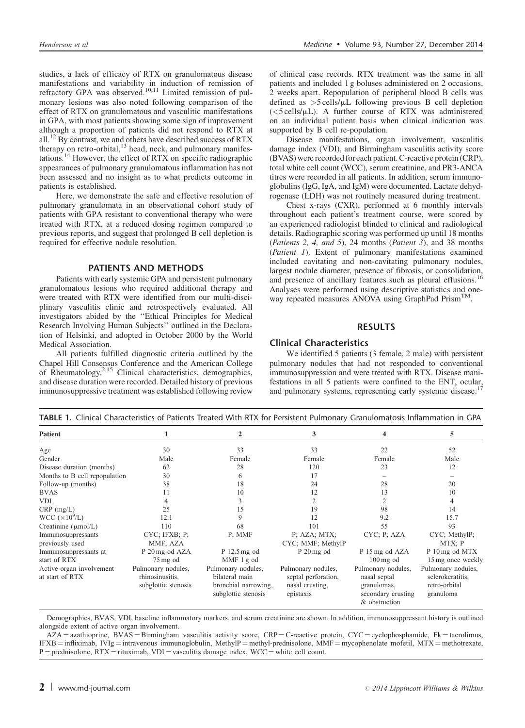studies, a lack of efficacy of RTX on granulomatous disease manifestations and variability in induction of remission of refractory GPA was observed.[10,11] Limited remission of pulmonary lesions was also noted following comparison of the effect of RTX on granulomatous and vasculitic manifestations in GPA, with most patients showing some sign of improvement although a proportion of patients did not respond to RTX at all.[12] By contrast, we and others have described success of RTX therapy on retro-orbital,[13] head, neck, and pulmonary manifestations.[14] However, the effect of RTX on specific radiographic appearances of pulmonary granulomatous inflammation has not been assessed and no insight as to what predicts outcome in patients is established.

Here, we demonstrate the safe and effective resolution of pulmonary granulomata in an observational cohort study of patients with GPA resistant to conventional therapy who were treated with RTX, at a reduced dosing regimen compared to previous reports, and suggest that prolonged B cell depletion is required for effective nodule resolution.

## PATIENTS AND METHODS

Patients with early systemic GPA and persistent pulmonary granulomatous lesions who required additional therapy and were treated with RTX were identified from our multi-disciplinary vasculitis clinic and retrospectively evaluated. All investigators abided by the ''Ethical Principles for Medical Research Involving Human Subjects'' outlined in the Declaration of Helsinki, and adopted in October 2000 by the World Medical Association.

All patients fulfilled diagnostic criteria outlined by the Chapel Hill Consensus Conference and the American College of Rheumatology.[2,15] Clinical characteristics, demographics, and disease duration were recorded. Detailed history of previous immunosuppressive treatment was established following review of clinical case records. RTX treatment was the same in all patients and included 1 g boluses administered on 2 occasions, 2 weeks apart. Repopulation of peripheral blood B cells was defined as >5 cells/μL following previous B cell depletion (<5 cells/μL). A further course of RTX was administered on an individual patient basis when clinical indication was supported by B cell re-population.

Disease manifestations, organ involvement, vasculitis damage index (VDI), and Birmingham vasculitis activity score (BVAS) were recorded for each patient. C-reactive protein (CRP), total white cell count (WCC), serum creatinine, and PR3-ANCA titres were recorded in all patients. In addition, serum immunoglobulins (IgG, IgA, and IgM) were documented. Lactate dehydrogenase (LDH) was not routinely measured during treatment.

Chest x-rays (CXR), performed at 6 monthly intervals throughout each patient's treatment course, were scored by an experienced radiologist blinded to clinical and radiological details. Radiographic scoring was performed up until 18 months (*Patients 2, 4, and 5*), 24 months (*Patient 3*), and 38 months (*Patient 1*). Extent of pulmonary manifestations examined included cavitating and non-cavitating pulmonary nodules, largest nodule diameter, presence of fibrosis, or consolidation, and presence of ancillary features such as pleural effusions.[16] Analyses were performed using descriptive statistics and one-way repeated measures ANOVA using GraphPad Prism™.

## RESULTS

### Clinical Characteristics

We identified 5 patients (3 female, 2 male) with persistent pulmonary nodules that had not responded to conventional immunosuppression and were treated with RTX. Disease manifestations in all 5 patients were confined to the ENT, ocular, and pulmonary systems, representing early systemic disease.[17]

**TABLE 1.** Clinical Characteristics of Patients Treated With RTX for Persistent Pulmonary Granulomatosis Inflammation in GPA

| Patient | 1 | 2 | 3 | 4 | 5 |
|---|---|---|---|---|---|
| Age | 30 | 33 | 33 | 22 | 52 |
| Gender | Male | Female | Female | Female | Male |
| Disease duration (months) | 62 | 28 | 120 | 23 | 12 |
| Months to B cell repopulation | 30 | 6 | 17 | – | – |
| Follow-up (months) | 38 | 18 | 24 | 28 | 20 |
| BVAS | 11 | 10 | 12 | 13 | 10 |
| VDI | 4 | 3 | 2 | 2 | 4 |
| CRP (mg/L) | 25 | 15 | 19 | 98 | 14 |
| WCC ($\times 10^9$/L) | 12.1 | 9 | 12 | 9.2 | 15.7 |
| Creatinine (μmol/L) | 110 | 68 | 101 | 55 | 93 |
| Immunosuppressants previously used | CYC; IFXB; P; MMF; AZA | P; MMF | P; AZA; MTX; CYC; MMF; MethylP | CYC; P; AZA | CYC; MethylP; MTX; P |
| Immunosuppressants at start of RTX | P 20 mg od AZA 75 mg od | P 12.5 mg od MMF 1 g od | P 20 mg od | P 15 mg od AZA 100 mg od | P 10 mg od MTX 15 mg once weekly |
| Active organ involvement at start of RTX | Pulmonary nodules, rhinosinusitis, subglottic stenosis | Pulmonary nodules, bilateral main bronchial narrowing, subglottic stenosis | Pulmonary nodules, septal perforation, nasal crusting, epistaxis | Pulmonary nodules, nasal septal granulomas, secondary crusting & obstruction | Pulmonary nodules, sclerokeratitis, retro-orbital granuloma |

Demographics, BVAS, VDI, baseline inflammatory markers, and serum creatinine are shown. In addition, immunosuppressant history is outlined alongside extent of active organ involvement.

AZA = azathioprine, BVAS = Birmingham vasculitis activity score, CRP = C-reactive protein, CYC = cyclophosphamide, Fk = tacrolimus, IFXB = infliximab, IVIg = intravenous immunoglobulin, MethylP = methyl-prednisolone, MMF = mycophenolate mofetil, MTX = methotrexate, P = prednisolone, RTX = rituximab, VDI = vasculitis damage index, WCC = white cell count.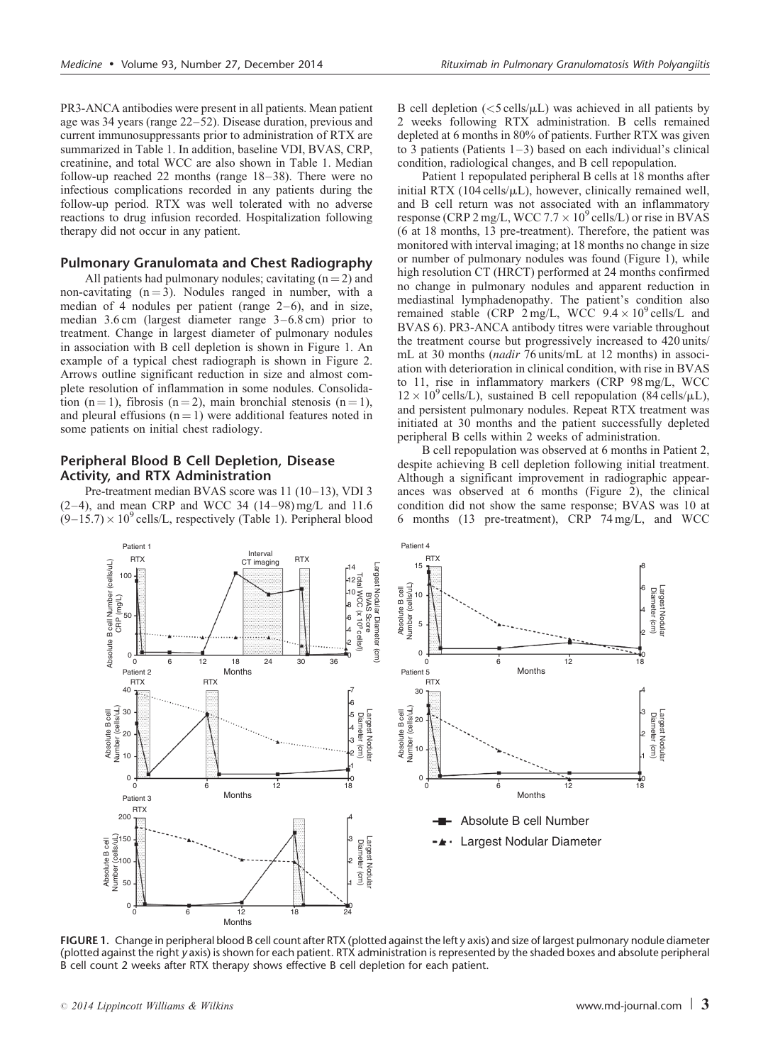PR3-ANCA antibodies were present in all patients. Mean patient age was 34 years (range 22–52). Disease duration, previous and current immunosuppressants prior to administration of RTX are summarized in Table 1. In addition, baseline VDI, BVAS, CRP, creatinine, and total WCC are also shown in Table 1. Median follow-up reached 22 months (range 18–38). There were no infectious complications recorded in any patients during the follow-up period. RTX was well tolerated with no adverse reactions to drug infusion recorded. Hospitalization following therapy did not occur in any patient.

## Pulmonary Granulomata and Chest Radiography

All patients had pulmonary nodules; cavitating ($n = 2$) and non-cavitating ($n = 3$). Nodules ranged in number, with a median of 4 nodules per patient (range 2–6), and in size, median 3.6 cm (largest diameter range 3–6.8 cm) prior to treatment. Change in largest diameter of pulmonary nodules in association with B cell depletion is shown in Figure 1. An example of a typical chest radiograph is shown in Figure 2. Arrows outline significant reduction in size and almost complete resolution of inflammation in some nodules. Consolidation ($n = 1$), fibrosis ($n = 2$), main bronchial stenosis ($n = 1$), and pleural effusions ($n = 1$) were additional features noted in some patients on initial chest radiology.

## Peripheral Blood B Cell Depletion, Disease Activity, and RTX Administration

Pre-treatment median BVAS score was 11 (10–13), VDI 3 (2–4), and mean CRP and WCC 34 (14–98) mg/L and 11.6 $(9–15.7) \times 10^9$ cells/L, respectively (Table 1). Peripheral blood B cell depletion ($<5$ cells/$\mu$L) was achieved in all patients by 2 weeks following RTX administration. B cells remained depleted at 6 months in 80% of patients. Further RTX was given to 3 patients (Patients 1–3) based on each individual's clinical condition, radiological changes, and B cell repopulation.

Patient 1 repopulated peripheral B cells at 18 months after initial RTX (104 cells/$\mu$L), however, clinically remained well, and B cell return was not associated with an inflammatory response (CRP 2 mg/L, WCC $7.7 \times 10^9$ cells/L) or rise in BVAS (6 at 18 months, 13 pre-treatment). Therefore, the patient was monitored with interval imaging; at 18 months no change in size or number of pulmonary nodules was found (Figure 1), while high resolution CT (HRCT) performed at 24 months confirmed no change in pulmonary nodules and apparent reduction in mediastinal lymphadenopathy. The patient's condition also remained stable (CRP 2 mg/L, WCC $9.4 \times 10^9$ cells/L and BVAS 6). PR3-ANCA antibody titres were variable throughout the treatment course but progressively increased to 420 units/mL at 30 months (*nadir* 76 units/mL at 12 months) in association with deterioration in clinical condition, with rise in BVAS to 11, rise in inflammatory markers (CRP 98 mg/L, WCC $12 \times 10^9$ cells/L), sustained B cell repopulation (84 cells/$\mu$L), and persistent pulmonary nodules. Repeat RTX treatment was initiated at 30 months and the patient successfully depleted peripheral B cells within 2 weeks of administration.

B cell repopulation was observed at 6 months in Patient 2, despite achieving B cell depletion following initial treatment. Although a significant improvement in radiographic appearances was observed at 6 months (Figure 2), the clinical condition did not show the same response; BVAS was 10 at 6 months (13 pre-treatment), CRP 74 mg/L, and WCC

FIGURE 1. Change in peripheral blood B cell count after RTX (plotted against the left y axis) and size of largest pulmonary nodule diameter (plotted against the right y axis) is shown for each patient. RTX administration is represented by the shaded boxes and absolute peripheral B cell count 2 weeks after RTX therapy shows effective B cell depletion for each patient.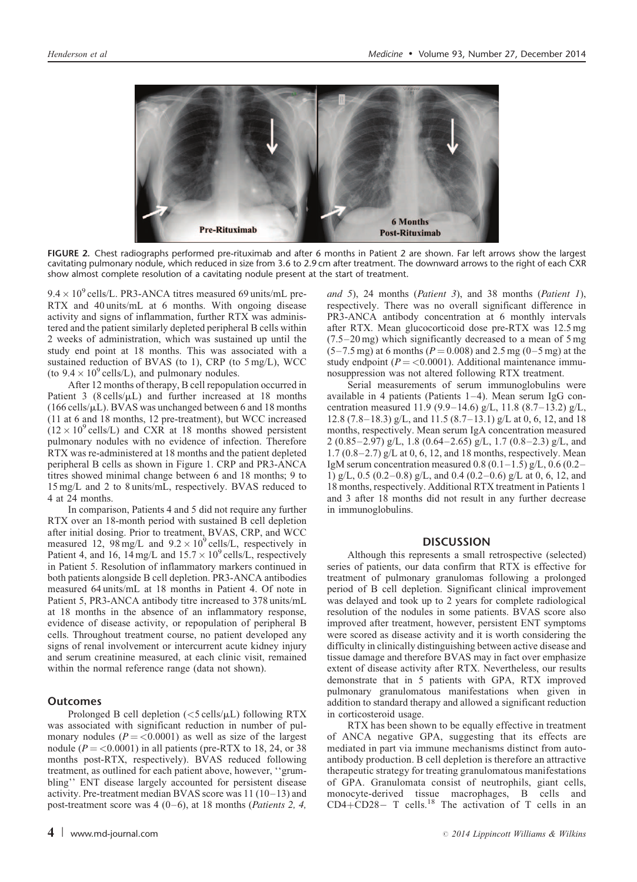FIGURE 2. Chest radiographs performed pre-rituximab and after 6 months in Patient 2 are shown. Far left arrows show the largest cavitating pulmonary nodule, which reduced in size from 3.6 to 2.9 cm after treatment. The downward arrows to the right of each CXR show almost complete resolution of a cavitating nodule present at the start of treatment.

$9.4 \times 10^9$ cells/L. PR3-ANCA titres measured 69 units/mL pre-RTX and 40 units/mL at 6 months. With ongoing disease activity and signs of inflammation, further RTX was administered and the patient similarly depleted peripheral B cells within 2 weeks of administration, which was sustained up until the study end point at 18 months. This was associated with a sustained reduction of BVAS (to 1), CRP (to 5 mg/L), WCC (to $9.4 \times 10^9$ cells/L), and pulmonary nodules.

After 12 months of therapy, B cell repopulation occurred in Patient 3 (8 cells/μL) and further increased at 18 months (166 cells/μL). BVAS was unchanged between 6 and 18 months (11 at 6 and 18 months, 12 pre-treatment), but WCC increased ($12 \times 10^9$ cells/L) and CXR at 18 months showed persistent pulmonary nodules with no evidence of infection. Therefore RTX was re-administered at 18 months and the patient depleted peripheral B cells as shown in Figure 1. CRP and PR3-ANCA titres showed minimal change between 6 and 18 months; 9 to 15 mg/L and 2 to 8 units/mL, respectively. BVAS reduced to 4 at 24 months.

In comparison, Patients 4 and 5 did not require any further RTX over an 18-month period with sustained B cell depletion after initial dosing. Prior to treatment, BVAS, CRP, and WCC measured 12, 98 mg/L and $9.2 \times 10^9$ cells/L, respectively in Patient 4, and 16, 14 mg/L and $15.7 \times 10^9$ cells/L, respectively in Patient 5. Resolution of inflammatory markers continued in both patients alongside B cell depletion. PR3-ANCA antibodies measured 64 units/mL at 18 months in Patient 4. Of note in Patient 5, PR3-ANCA antibody titre increased to 378 units/mL at 18 months in the absence of an inflammatory response, evidence of disease activity, or repopulation of peripheral B cells. Throughout treatment course, no patient developed any signs of renal involvement or intercurrent acute kidney injury and serum creatinine measured, at each clinic visit, remained within the normal reference range (data not shown).

### Outcomes

Prolonged B cell depletion (<5 cells/μL) following RTX was associated with significant reduction in number of pulmonary nodules ($P = <0.0001$) as well as size of the largest nodule ($P = <0.0001$) in all patients (pre-RTX to 18, 24, or 38 months post-RTX, respectively). BVAS reduced following treatment, as outlined for each patient above, however, ''grumbling'' ENT disease largely accounted for persistent disease activity. Pre-treatment median BVAS score was 11 (10–13) and post-treatment score was 4 (0–6), at 18 months (*Patients 2, 4, and 5*), 24 months (*Patient 3*), and 38 months (*Patient 1*), respectively. There was no overall significant difference in PR3-ANCA antibody concentration at 6 monthly intervals after RTX. Mean glucocorticoid dose pre-RTX was 12.5 mg (7.5–20 mg) which significantly decreased to a mean of 5 mg (5–7.5 mg) at 6 months ($P = 0.008$) and 2.5 mg (0–5 mg) at the study endpoint ($P = <0.0001$). Additional maintenance immunosuppression was not altered following RTX treatment.

Serial measurements of serum immunoglobulins were available in 4 patients (Patients 1–4). Mean serum IgG concentration measured 11.9 (9.9–14.6) g/L, 11.8 (8.7–13.2) g/L, 12.8 (7.8–18.3) g/L, and 11.5 (8.7–13.1) g/L at 0, 6, 12, and 18 months, respectively. Mean serum IgA concentration measured 2 (0.85–2.97) g/L, 1.8 (0.64–2.65) g/L, 1.7 (0.8–2.3) g/L, and 1.7 (0.8–2.7) g/L at 0, 6, 12, and 18 months, respectively. Mean IgM serum concentration measured 0.8 (0.1–1.5) g/L, 0.6 (0.2–1) g/L, 0.5 (0.2–0.8) g/L, and 0.4 (0.2–0.6) g/L at 0, 6, 12, and 18 months, respectively. Additional RTX treatment in Patients 1 and 3 after 18 months did not result in any further decrease in immunoglobulins.

## DISCUSSION

Although this represents a small retrospective (selected) series of patients, our data confirm that RTX is effective for treatment of pulmonary granulomas following a prolonged period of B cell depletion. Significant clinical improvement was delayed and took up to 2 years for complete radiological resolution of the nodules in some patients. BVAS score also improved after treatment, however, persistent ENT symptoms were scored as disease activity and it is worth considering the difficulty in clinically distinguishing between active disease and tissue damage and therefore BVAS may in fact over emphasize extent of disease activity after RTX. Nevertheless, our results demonstrate that in 5 patients with GPA, RTX improved pulmonary granulomatous manifestations when given in addition to standard therapy and allowed a significant reduction in corticosteroid usage.

RTX has been shown to be equally effective in treatment of ANCA negative GPA, suggesting that its effects are mediated in part via immune mechanisms distinct from autoantibody production. B cell depletion is therefore an attractive therapeutic strategy for treating granulomatous manifestations of GPA. Granulomata consist of neutrophils, giant cells, monocyte-derived tissue macrophages, B cells and CD4+CD28− T cells.[18] The activation of T cells in an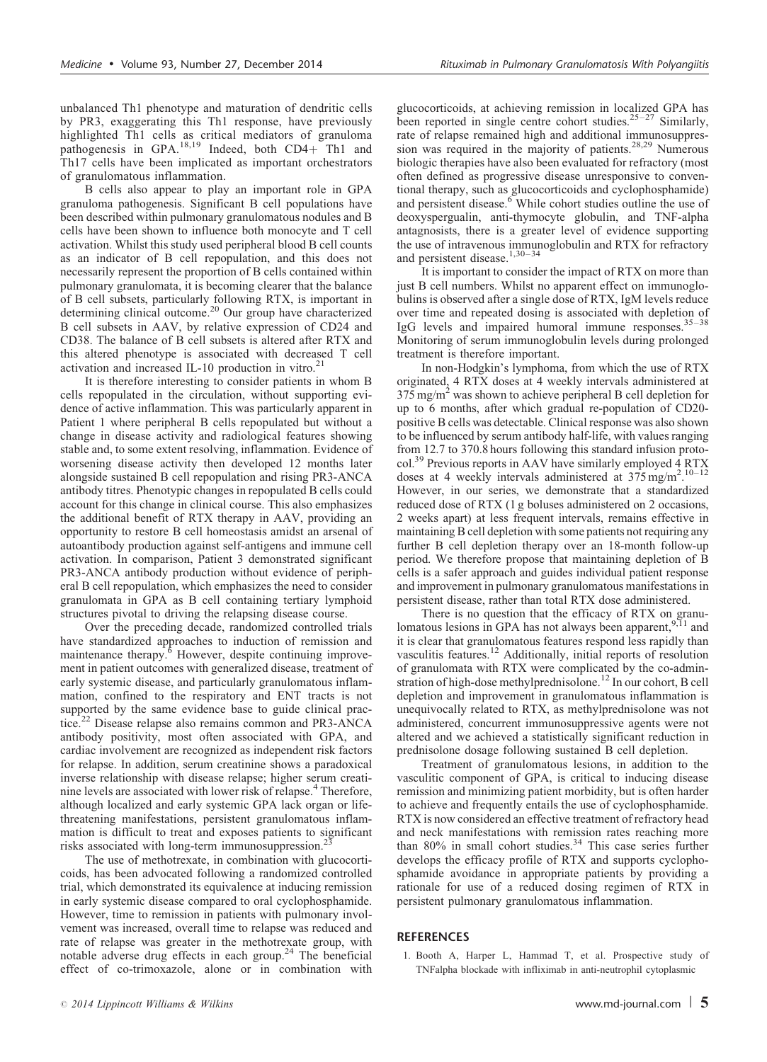unbalanced Th1 phenotype and maturation of dendritic cells by PR3, exaggerating this Th1 response, have previously highlighted Th1 cells as critical mediators of granuloma pathogenesis in GPA.[18,19] Indeed, both CD4+ Th1 and Th17 cells have been implicated as important orchestrators of granulomatous inflammation.

B cells also appear to play an important role in GPA granuloma pathogenesis. Significant B cell populations have been described within pulmonary granulomatous nodules and B cells have been shown to influence both monocyte and T cell activation. Whilst this study used peripheral blood B cell counts as an indicator of B cell repopulation, and this does not necessarily represent the proportion of B cells contained within pulmonary granulomata, it is becoming clearer that the balance of B cell subsets, particularly following RTX, is important in determining clinical outcome.[20] Our group have characterized B cell subsets in AAV, by relative expression of CD24 and CD38. The balance of B cell subsets is altered after RTX and this altered phenotype is associated with decreased T cell activation and increased IL-10 production in vitro.[21]

It is therefore interesting to consider patients in whom B cells repopulated in the circulation, without supporting evidence of active inflammation. This was particularly apparent in Patient 1 where peripheral B cells repopulated but without a change in disease activity and radiological features showing stable and, to some extent resolving, inflammation. Evidence of worsening disease activity then developed 12 months later alongside sustained B cell repopulation and rising PR3-ANCA antibody titres. Phenotypic changes in repopulated B cells could account for this change in clinical course. This also emphasizes the additional benefit of RTX therapy in AAV, providing an opportunity to restore B cell homeostasis amidst an arsenal of autoantibody production against self-antigens and immune cell activation. In comparison, Patient 3 demonstrated significant PR3-ANCA antibody production without evidence of peripheral B cell repopulation, which emphasizes the need to consider granulomata in GPA as B cell containing tertiary lymphoid structures pivotal to driving the relapsing disease course.

Over the preceding decade, randomized controlled trials have standardized approaches to induction of remission and maintenance therapy.[6] However, despite continuing improvement in patient outcomes with generalized disease, treatment of early systemic disease, and particularly granulomatous inflammation, confined to the respiratory and ENT tracts is not supported by the same evidence base to guide clinical practice.[22] Disease relapse also remains common and PR3-ANCA antibody positivity, most often associated with GPA, and cardiac involvement are recognized as independent risk factors for relapse. In addition, serum creatinine shows a paradoxical inverse relationship with disease relapse; higher serum creatinine levels are associated with lower risk of relapse.[4] Therefore, although localized and early systemic GPA lack organ or life-threatening manifestations, persistent granulomatous inflammation is difficult to treat and exposes patients to significant risks associated with long-term immunosuppression.[23]

The use of methotrexate, in combination with glucocorticoids, has been advocated following a randomized controlled trial, which demonstrated its equivalence at inducing remission in early systemic disease compared to oral cyclophosphamide. However, time to remission in patients with pulmonary involvement was increased, overall time to relapse was reduced and rate of relapse was greater in the methotrexate group, with notable adverse drug effects in each group.[24] The beneficial effect of co-trimoxazole, alone or in combination with glucocorticoids, at achieving remission in localized GPA has been reported in single centre cohort studies.[25–27] Similarly, rate of relapse remained high and additional immunosuppression was required in the majority of patients.[28,29] Numerous biologic therapies have also been evaluated for refractory (most often defined as progressive disease unresponsive to conventional therapy, such as glucocorticoids and cyclophosphamide) and persistent disease.[6] While cohort studies outline the use of deoxyspergualin, anti-thymocyte globulin, and TNF-alpha antagnosists, there is a greater level of evidence supporting the use of intravenous immunoglobulin and RTX for refractory and persistent disease.[1,30–34]

It is important to consider the impact of RTX on more than just B cell numbers. Whilst no apparent effect on immunoglobulins is observed after a single dose of RTX, IgM levels reduce over time and repeated dosing is associated with depletion of IgG levels and impaired humoral immune responses.[35–38] Monitoring of serum immunoglobulin levels during prolonged treatment is therefore important.

In non-Hodgkin's lymphoma, from which the use of RTX originated, 4 RTX doses at 4 weekly intervals administered at 375 mg/m$^2$ was shown to achieve peripheral B cell depletion for up to 6 months, after which gradual re-population of CD20-positive B cells was detectable. Clinical response was also shown to be influenced by serum antibody half-life, with values ranging from 12.7 to 370.8 hours following this standard infusion protocol.[39] Previous reports in AAV have similarly employed 4 RTX doses at 4 weekly intervals administered at 375 mg/m$^2$.[10–12] However, in our series, we demonstrate that a standardized reduced dose of RTX (1 g boluses administered on 2 occasions, 2 weeks apart) at less frequent intervals, remains effective in maintaining B cell depletion with some patients not requiring any further B cell depletion therapy over an 18-month follow-up period. We therefore propose that maintaining depletion of B cells is a safer approach and guides individual patient response and improvement in pulmonary granulomatous manifestations in persistent disease, rather than total RTX dose administered.

There is no question that the efficacy of RTX on granulomatous lesions in GPA has not always been apparent,[9,11] and it is clear that granulomatous features respond less rapidly than vasculitis features.[12] Additionally, initial reports of resolution of granulomata with RTX were complicated by the co-adminstration of high-dose methylprednisolone.[12] In our cohort, B cell depletion and improvement in granulomatous inflammation is unequivocally related to RTX, as methylprednisolone was not administered, concurrent immunosuppressive agents were not altered and we achieved a statistically significant reduction in prednisolone dosage following sustained B cell depletion.

Treatment of granulomatous lesions, in addition to the vasculitic component of GPA, is critical to inducing disease remission and minimizing patient morbidity, but is often harder to achieve and frequently entails the use of cyclophosphamide. RTX is now considered an effective treatment of refractory head and neck manifestations with remission rates reaching more than 80% in small cohort studies.[34] This case series further develops the efficacy profile of RTX and supports cyclophosphamide avoidance in appropriate patients by providing a rationale for use of a reduced dosing regimen of RTX in persistent pulmonary granulomatous inflammation.

## REFERENCES

1. Booth A, Harper L, Hammad T, et al. Prospective study of TNFalpha blockade with infliximab in anti-neutrophil cytoplasmic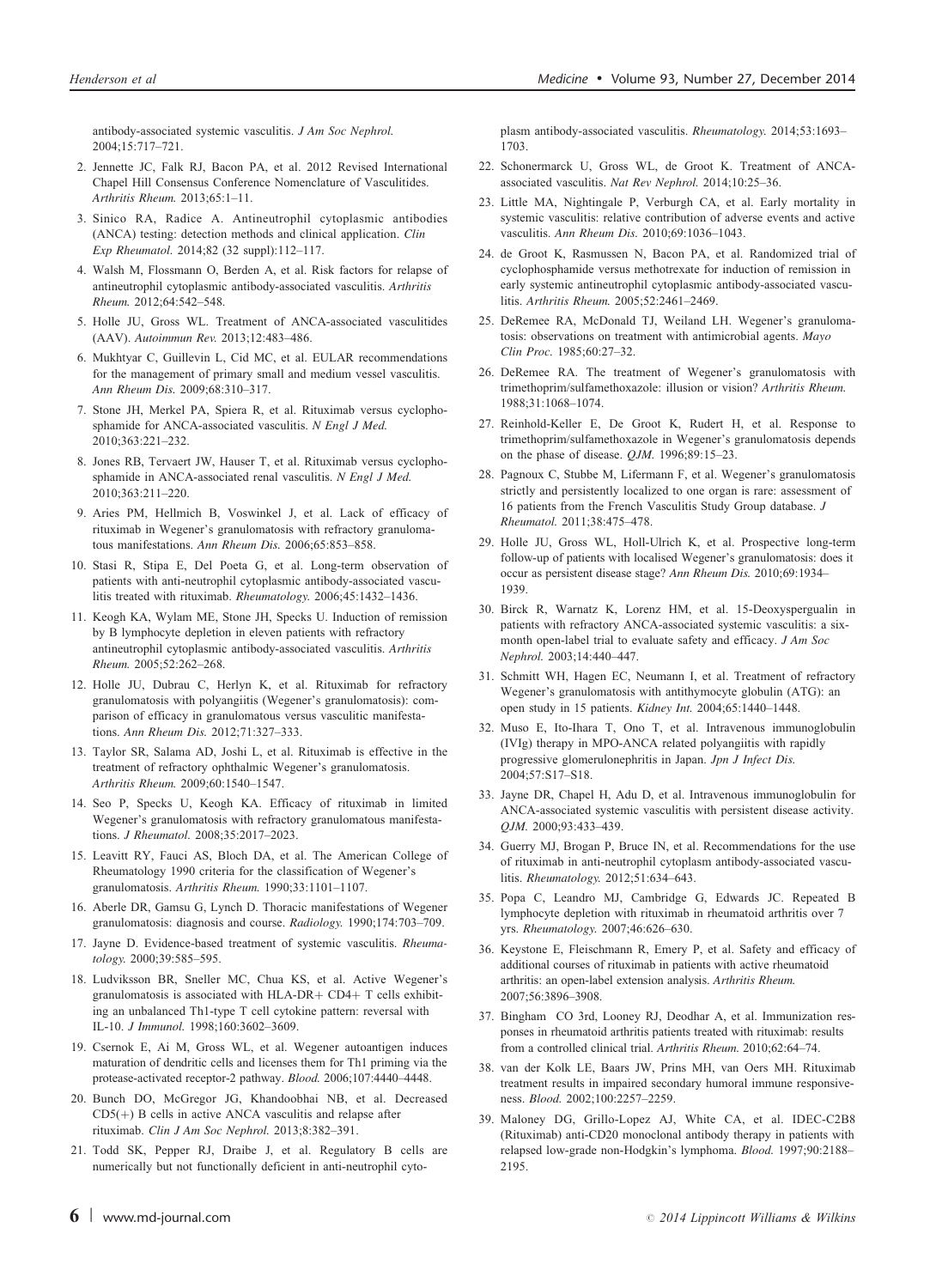antibody-associated systemic vasculitis. *J Am Soc Nephrol.* 2004;15:717–721.

2. Jennette JC, Falk RJ, Bacon PA, et al. 2012 Revised International Chapel Hill Consensus Conference Nomenclature of Vasculitides. *Arthritis Rheum.* 2013;65:1–11.
3. Sinico RA, Radice A. Antineutrophil cytoplasmic antibodies (ANCA) testing: detection methods and clinical application. *Clin Exp Rheumatol.* 2014;82 (32 suppl):112–117.
4. Walsh M, Flossmann O, Berden A, et al. Risk factors for relapse of antineutrophil cytoplasmic antibody-associated vasculitis. *Arthritis Rheum.* 2012;64:542–548.
5. Holle JU, Gross WL. Treatment of ANCA-associated vasculitides (AAV). *Autoimmun Rev.* 2013;12:483–486.
6. Mukhtyar C, Guillevin L, Cid MC, et al. EULAR recommendations for the management of primary small and medium vessel vasculitis. *Ann Rheum Dis.* 2009;68:310–317.
7. Stone JH, Merkel PA, Spiera R, et al. Rituximab versus cyclophosphamide for ANCA-associated vasculitis. *N Engl J Med.* 2010;363:221–232.
8. Jones RB, Tervaert JW, Hauser T, et al. Rituximab versus cyclophosphamide in ANCA-associated renal vasculitis. *N Engl J Med.* 2010;363:211–220.
9. Aries PM, Hellmich B, Voswinkel J, et al. Lack of efficacy of rituximab in Wegener's granulomatosis with refractory granulomatous manifestations. *Ann Rheum Dis.* 2006;65:853–858.
10. Stasi R, Stipa E, Del Poeta G, et al. Long-term observation of patients with anti-neutrophil cytoplasmic antibody-associated vasculitis treated with rituximab. *Rheumatology.* 2006;45:1432–1436.
11. Keogh KA, Wylam ME, Stone JH, Specks U. Induction of remission by B lymphocyte depletion in eleven patients with refractory antineutrophil cytoplasmic antibody-associated vasculitis. *Arthritis Rheum.* 2005;52:262–268.
12. Holle JU, Dubrau C, Herlyn K, et al. Rituximab for refractory granulomatosis with polyangiitis (Wegener's granulomatosis): comparison of efficacy in granulomatous versus vasculitic manifestations. *Ann Rheum Dis.* 2012;71:327–333.
13. Taylor SR, Salama AD, Joshi L, et al. Rituximab is effective in the treatment of refractory ophthalmic Wegener's granulomatosis. *Arthritis Rheum.* 2009;60:1540–1547.
14. Seo P, Specks U, Keogh KA. Efficacy of rituximab in limited Wegener's granulomatosis with refractory granulomatous manifestations. *J Rheumatol.* 2008;35:2017–2023.
15. Leavitt RY, Fauci AS, Bloch DA, et al. The American College of Rheumatology 1990 criteria for the classification of Wegener's granulomatosis. *Arthritis Rheum.* 1990;33:1101–1107.
16. Aberle DR, Gamsu G, Lynch D. Thoracic manifestations of Wegener granulomatosis: diagnosis and course. *Radiology.* 1990;174:703–709.
17. Jayne D. Evidence-based treatment of systemic vasculitis. *Rheumatology.* 2000;39:585–595.
18. Ludviksson BR, Sneller MC, Chua KS, et al. Active Wegener's granulomatosis is associated with HLA-DR+ CD4+ T cells exhibiting an unbalanced Th1-type T cell cytokine pattern: reversal with IL-10. *J Immunol.* 1998;160:3602–3609.
19. Csernok E, Ai M, Gross WL, et al. Wegener autoantigen induces maturation of dendritic cells and licenses them for Th1 priming via the protease-activated receptor-2 pathway. *Blood.* 2006;107:4440–4448.
20. Bunch DO, McGregor JG, Khandoobhai NB, et al. Decreased CD5(+) B cells in active ANCA vasculitis and relapse after rituximab. *Clin J Am Soc Nephrol.* 2013;8:382–391.
21. Todd SK, Pepper RJ, Draibe J, et al. Regulatory B cells are numerically but not functionally deficient in anti-neutrophil cytoplasm antibody-associated vasculitis. *Rheumatology.* 2014;53:1693–1703.
22. Schonermarck U, Gross WL, de Groot K. Treatment of ANCA-associated vasculitis. *Nat Rev Nephrol.* 2014;10:25–36.
23. Little MA, Nightingale P, Verburgh CA, et al. Early mortality in systemic vasculitis: relative contribution of adverse events and active vasculitis. *Ann Rheum Dis.* 2010;69:1036–1043.
24. de Groot K, Rasmussen N, Bacon PA, et al. Randomized trial of cyclophosphamide versus methotrexate for induction of remission in early systemic antineutrophil cytoplasmic antibody-associated vasculitis. *Arthritis Rheum.* 2005;52:2461–2469.
25. DeRemee RA, McDonald TJ, Weiland LH. Wegener's granulomatosis: observations on treatment with antimicrobial agents. *Mayo Clin Proc.* 1985;60:27–32.
26. DeRemee RA. The treatment of Wegener's granulomatosis with trimethoprim/sulfamethoxazole: illusion or vision? *Arthritis Rheum.* 1988;31:1068–1074.
27. Reinhold-Keller E, De Groot K, Rudert H, et al. Response to trimethoprim/sulfamethoxazole in Wegener's granulomatosis depends on the phase of disease. *QJM.* 1996;89:15–23.
28. Pagnoux C, Stubbe M, Lifermann F, et al. Wegener's granulomatosis strictly and persistently localized to one organ is rare: assessment of 16 patients from the French Vasculitis Study Group database. *J Rheumatol.* 2011;38:475–478.
29. Holle JU, Gross WL, Holl-Ulrich K, et al. Prospective long-term follow-up of patients with localised Wegener's granulomatosis: does it occur as persistent disease stage? *Ann Rheum Dis.* 2010;69:1934–1939.
30. Birck R, Warnatz K, Lorenz HM, et al. 15-Deoxyspergualin in patients with refractory ANCA-associated systemic vasculitis: a six-month open-label trial to evaluate safety and efficacy. *J Am Soc Nephrol.* 2003;14:440–447.
31. Schmitt WH, Hagen EC, Neumann I, et al. Treatment of refractory Wegener's granulomatosis with antithymocyte globulin (ATG): an open study in 15 patients. *Kidney Int.* 2004;65:1440–1448.
32. Muso E, Ito-Ihara T, Ono T, et al. Intravenous immunoglobulin (IVIg) therapy in MPO-ANCA related polyangiitis with rapidly progressive glomerulonephritis in Japan. *Jpn J Infect Dis.* 2004;57:S17–S18.
33. Jayne DR, Chapel H, Adu D, et al. Intravenous immunoglobulin for ANCA-associated systemic vasculitis with persistent disease activity. *QJM.* 2000;93:433–439.
34. Guerry MJ, Brogan P, Bruce IN, et al. Recommendations for the use of rituximab in anti-neutrophil cytoplasm antibody-associated vasculitis. *Rheumatology.* 2012;51:634–643.
35. Popa C, Leandro MJ, Cambridge G, Edwards JC. Repeated B lymphocyte depletion with rituximab in rheumatoid arthritis over 7 yrs. *Rheumatology.* 2007;46:626–630.
36. Keystone E, Fleischmann R, Emery P, et al. Safety and efficacy of additional courses of rituximab in patients with active rheumatoid arthritis: an open-label extension analysis. *Arthritis Rheum.* 2007;56:3896–3908.
37. Bingham CO 3rd, Looney RJ, Deodhar A, et al. Immunization responses in rheumatoid arthritis patients treated with rituximab: results from a controlled clinical trial. *Arthritis Rheum.* 2010;62:64–74.
38. van der Kolk LE, Baars JW, Prins MH, van Oers MH. Rituximab treatment results in impaired secondary humoral immune responsiveness. *Blood.* 2002;100:2257–2259.
39. Maloney DG, Grillo-Lopez AJ, White CA, et al. IDEC-C2B8 (Rituximab) anti-CD20 monoclonal antibody therapy in patients with relapsed low-grade non-Hodgkin's lymphoma. *Blood.* 1997;90:2188–2195.